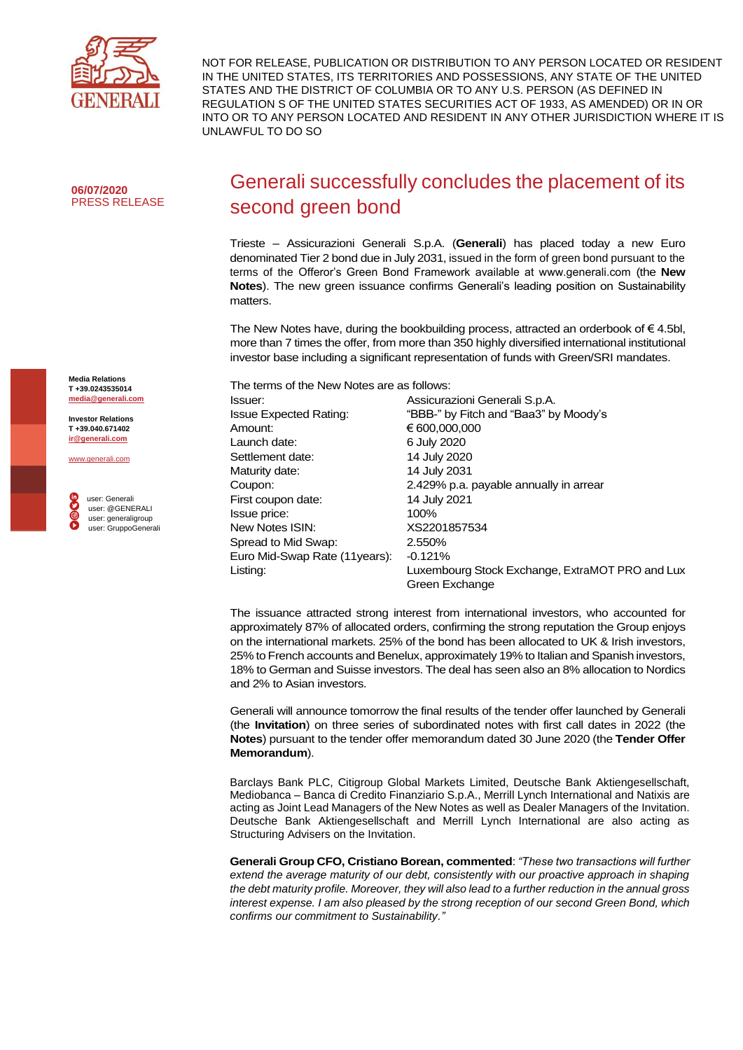NOT FOR RELEASE, PUBLICATION OR DISTRIBUTION TO ANY PERSON LOCATED OR RESIDENT IN THE UNITED STATES, ITS TERRITORIES AND POSSESSIONS, ANY STATE OF THE UNITED STATES AND THE DISTRICT OF COLUMBIA OR TO ANY U.S. PERSON (AS DEFINED IN REGULATION S OF THE UNITED STATES SECURITIES ACT OF 1933, AS AMENDED) OR IN OR INTO OR TO ANY PERSON LOCATED AND RESIDENT IN ANY OTHER JURISDICTION WHERE IT IS UNLAWFUL TO DO SO

**06/07/2020**
PRESS RELEASE

# Generali successfully concludes the placement of its second green bond

Trieste – Assicurazioni Generali S.p.A. (**Generali**) has placed today a new Euro denominated Tier 2 bond due in July 2031, issued in the form of green bond pursuant to the terms of the Offeror's Green Bond Framework available at www.generali.com (the **New Notes**). The new green issuance confirms Generali's leading position on Sustainability matters.

The New Notes have, during the bookbuilding process, attracted an orderbook of € 4.5bl, more than 7 times the offer, from more than 350 highly diversified international institutional investor base including a significant representation of funds with Green/SRI mandates.

The terms of the New Notes are as follows:

| | |
|---|---|
| Issuer: | Assicurazioni Generali S.p.A. |
| Issue Expected Rating: | "BBB-" by Fitch and "Baa3" by Moody's |
| Amount: | € 600,000,000 |
| Launch date: | 6 July 2020 |
| Settlement date: | 14 July 2020 |
| Maturity date: | 14 July 2031 |
| Coupon: | 2.429% p.a. payable annually in arrear |
| First coupon date: | 14 July 2021 |
| Issue price: | 100% |
| New Notes ISIN: | XS2201857534 |
| Spread to Mid Swap: | 2.550% |
| Euro Mid-Swap Rate (11years): | -0.121% |
| Listing: | Luxembourg Stock Exchange, ExtraMOT PRO and Lux Green Exchange |

The issuance attracted strong interest from international investors, who accounted for approximately 87% of allocated orders, confirming the strong reputation the Group enjoys on the international markets. 25% of the bond has been allocated to UK & Irish investors, 25% to French accounts and Benelux, approximately 19% to Italian and Spanish investors, 18% to German and Suisse investors. The deal has seen also an 8% allocation to Nordics and 2% to Asian investors.

Generali will announce tomorrow the final results of the tender offer launched by Generali (the **Invitation**) on three series of subordinated notes with first call dates in 2022 (the **Notes**) pursuant to the tender offer memorandum dated 30 June 2020 (the **Tender Offer Memorandum**).

Barclays Bank PLC, Citigroup Global Markets Limited, Deutsche Bank Aktiengesellschaft, Mediobanca – Banca di Credito Finanziario S.p.A., Merrill Lynch International and Natixis are acting as Joint Lead Managers of the New Notes as well as Dealer Managers of the Invitation. Deutsche Bank Aktiengesellschaft and Merrill Lynch International are also acting as Structuring Advisers on the Invitation.

**Generali Group CFO, Cristiano Borean, commented**: *"These two transactions will further extend the average maturity of our debt, consistently with our proactive approach in shaping the debt maturity profile. Moreover, they will also lead to a further reduction in the annual gross interest expense. I am also pleased by the strong reception of our second Green Bond, which confirms our commitment to Sustainability."*

**Media Relations**
**T +39.0243535014**
**media@generali.com**

**Investor Relations**
**T +39.040.671402**
**ir@generali.com**

www.generali.com

user: Generali
user: @GENERALI
user: generaligroup
user: GruppoGenerali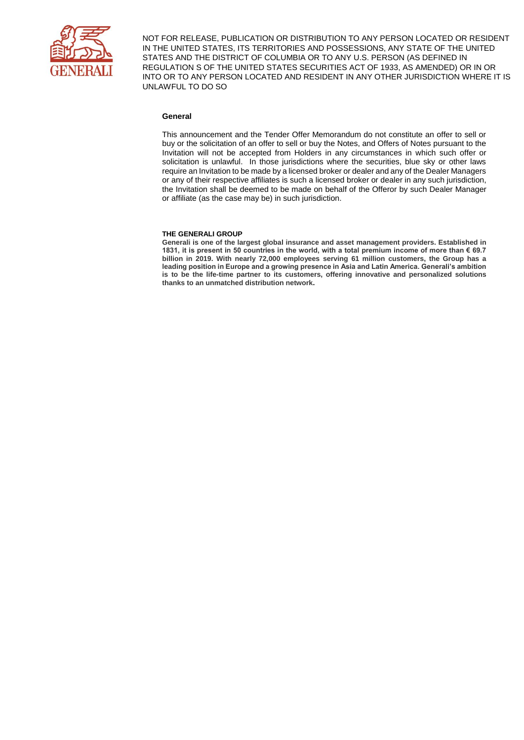NOT FOR RELEASE, PUBLICATION OR DISTRIBUTION TO ANY PERSON LOCATED OR RESIDENT IN THE UNITED STATES, ITS TERRITORIES AND POSSESSIONS, ANY STATE OF THE UNITED STATES AND THE DISTRICT OF COLUMBIA OR TO ANY U.S. PERSON (AS DEFINED IN REGULATION S OF THE UNITED STATES SECURITIES ACT OF 1933, AS AMENDED) OR IN OR INTO OR TO ANY PERSON LOCATED AND RESIDENT IN ANY OTHER JURISDICTION WHERE IT IS UNLAWFUL TO DO SO

**General**

This announcement and the Tender Offer Memorandum do not constitute an offer to sell or buy or the solicitation of an offer to sell or buy the Notes, and Offers of Notes pursuant to the Invitation will not be accepted from Holders in any circumstances in which such offer or solicitation is unlawful. In those jurisdictions where the securities, blue sky or other laws require an Invitation to be made by a licensed broker or dealer and any of the Dealer Managers or any of their respective affiliates is such a licensed broker or dealer in any such jurisdiction, the Invitation shall be deemed to be made on behalf of the Offeror by such Dealer Manager or affiliate (as the case may be) in such jurisdiction.

**THE GENERALI GROUP**

**Generali is one of the largest global insurance and asset management providers. Established in 1831, it is present in 50 countries in the world, with a total premium income of more than € 69.7 billion in 2019. With nearly 72,000 employees serving 61 million customers, the Group has a leading position in Europe and a growing presence in Asia and Latin America. Generali's ambition is to be the life-time partner to its customers, offering innovative and personalized solutions thanks to an unmatched distribution network.**